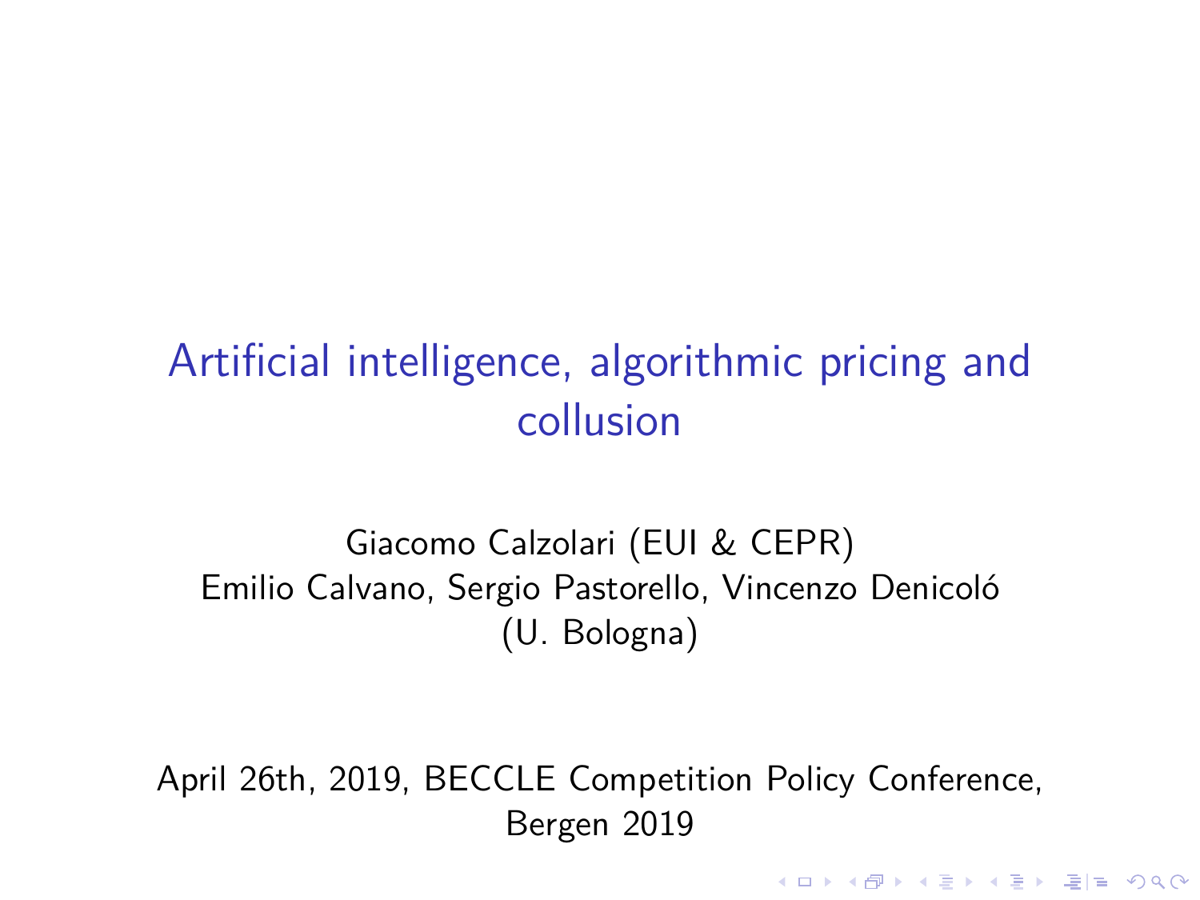# Artificial intelligence, algorithmic pricing and collusion

Giacomo Calzolari (EUI & CEPR)
Emilio Calvano, Sergio Pastorello, Vincenzo Denicoló
(U. Bologna)

April 26th, 2019, BECCLE Competition Policy Conference, Bergen 2019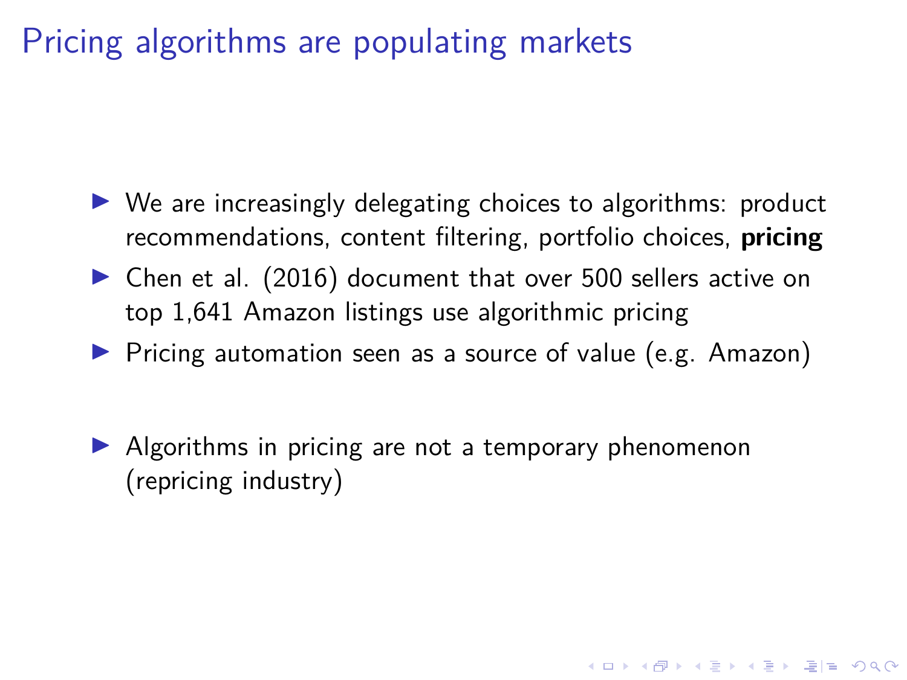# Pricing algorithms are populating markets

- We are increasingly delegating choices to algorithms: product recommendations, content filtering, portfolio choices, **pricing**
- Chen et al. (2016) document that over 500 sellers active on top 1,641 Amazon listings use algorithmic pricing
- Pricing automation seen as a source of value (e.g. Amazon)
- Algorithms in pricing are not a temporary phenomenon (repricing industry)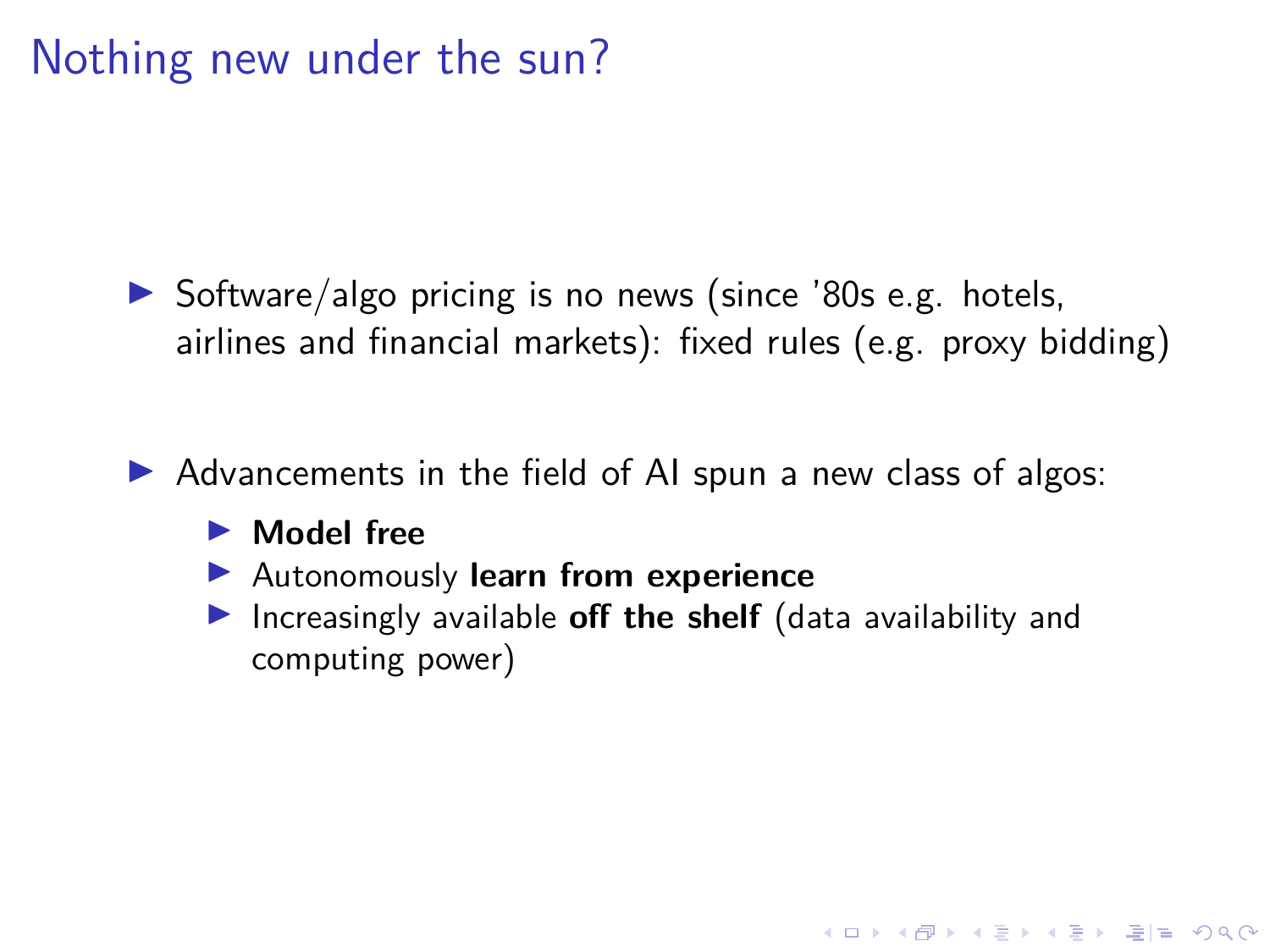# Nothing new under the sun?

- Software/algo pricing is no news (since '80s e.g. hotels, airlines and financial markets): fixed rules (e.g. proxy bidding)

- Advancements in the field of AI spun a new class of algos:
  - **Model free**
  - Autonomously **learn from experience**
  - Increasingly available **off the shelf** (data availability and computing power)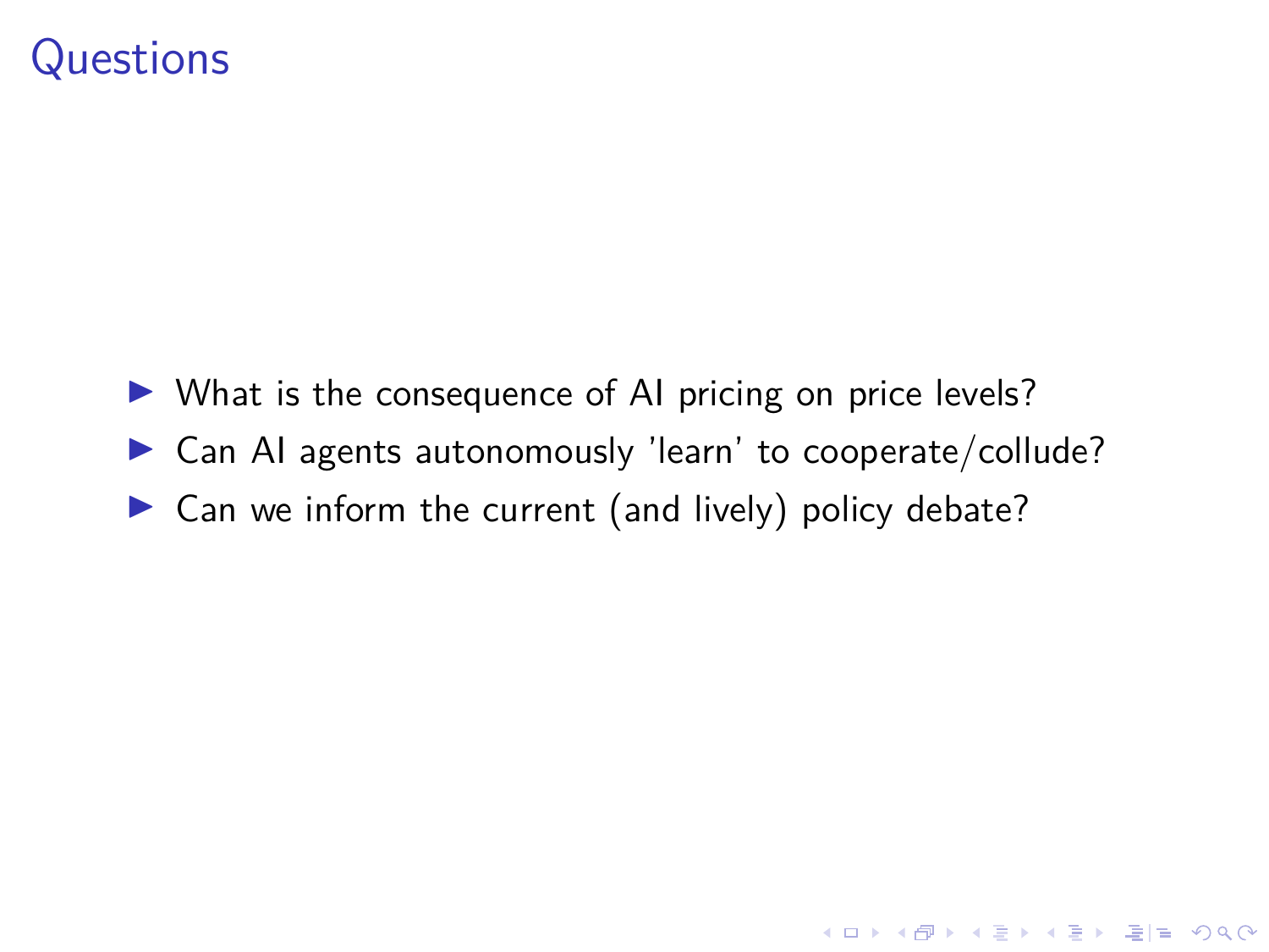# Questions

- What is the consequence of AI pricing on price levels?
- Can AI agents autonomously 'learn' to cooperate/collude?
- Can we inform the current (and lively) policy debate?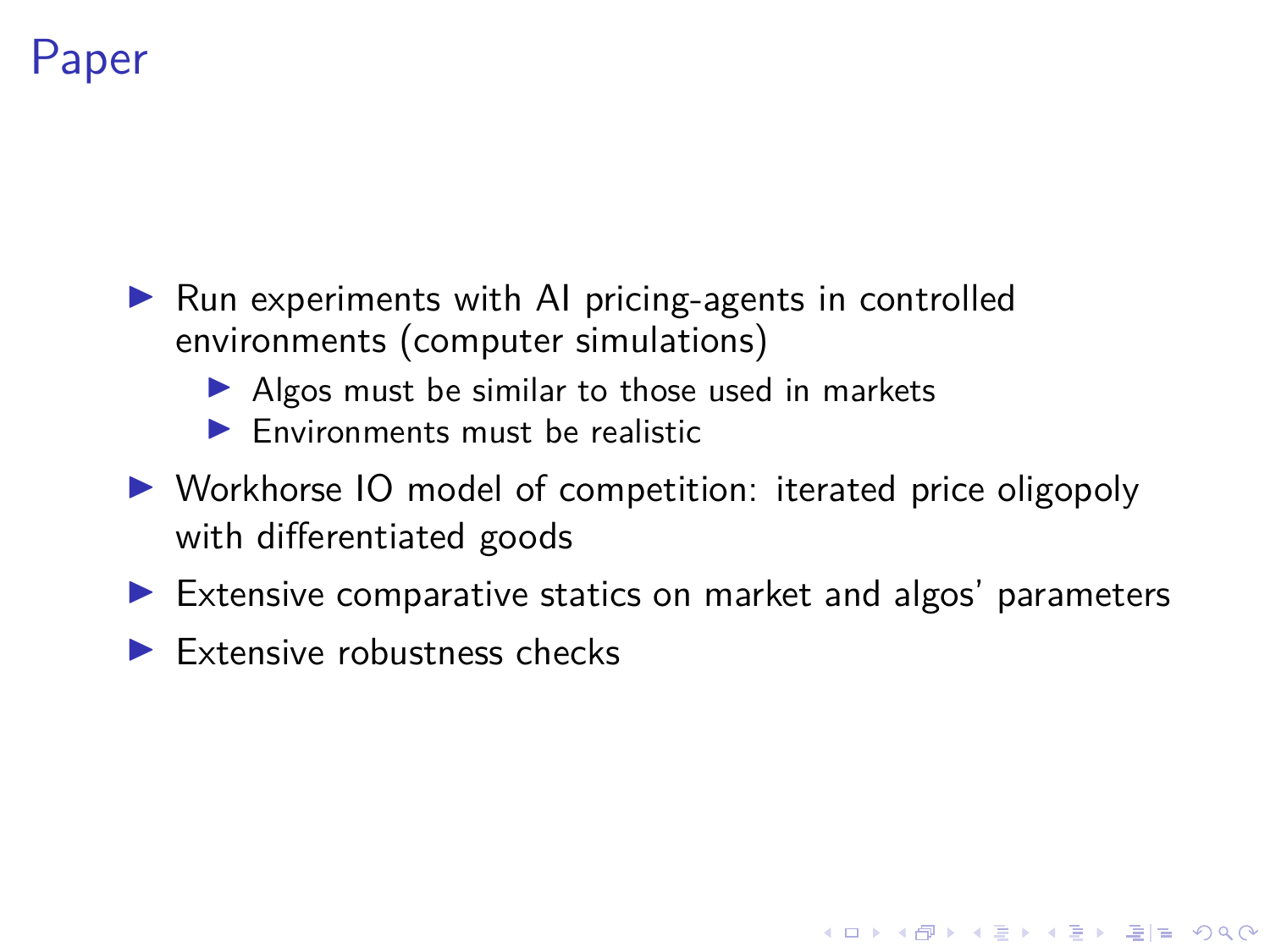# Paper

- Run experiments with AI pricing-agents in controlled environments (computer simulations)
  - Algos must be similar to those used in markets
  - Environments must be realistic
- Workhorse IO model of competition: iterated price oligopoly with differentiated goods
- Extensive comparative statics on market and algos' parameters
- Extensive robustness checks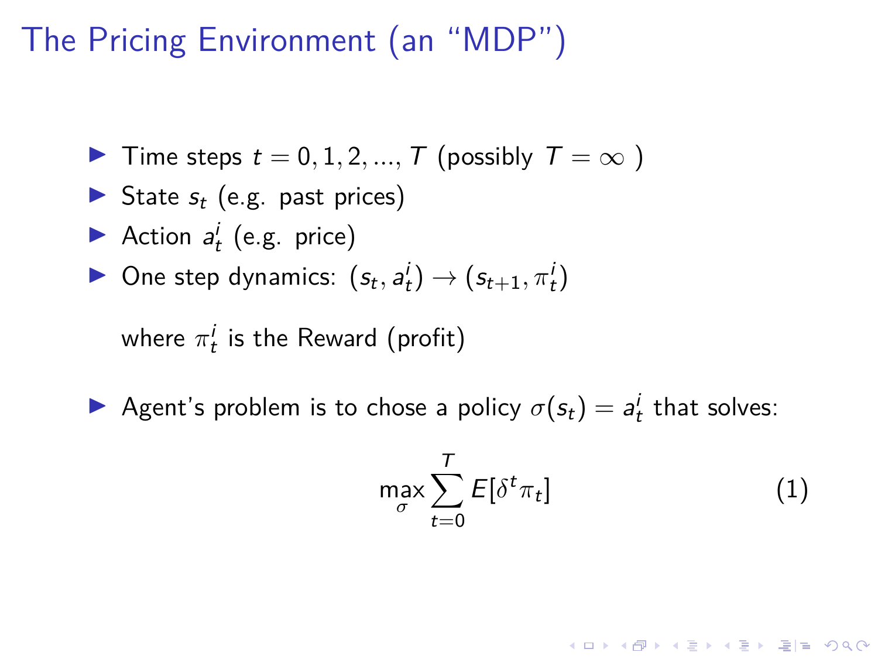# The Pricing Environment (an "MDP")

- Time steps $t = 0, 1, 2, ..., T$ (possibly $T = \infty$ )
- State $s_t$ (e.g. past prices)
- Action $a_t^i$ (e.g. price)
- One step dynamics: $(s_t, a_t^i) \rightarrow (s_{t+1}, \pi_t^i)$

  where $\pi_t^i$ is the Reward (profit)

- Agent's problem is to chose a policy $\sigma(s_t) = a_t^i$ that solves:

$$\max_{\sigma} \sum_{t=0}^{T} E[\delta^t \pi_t] \tag{1}$$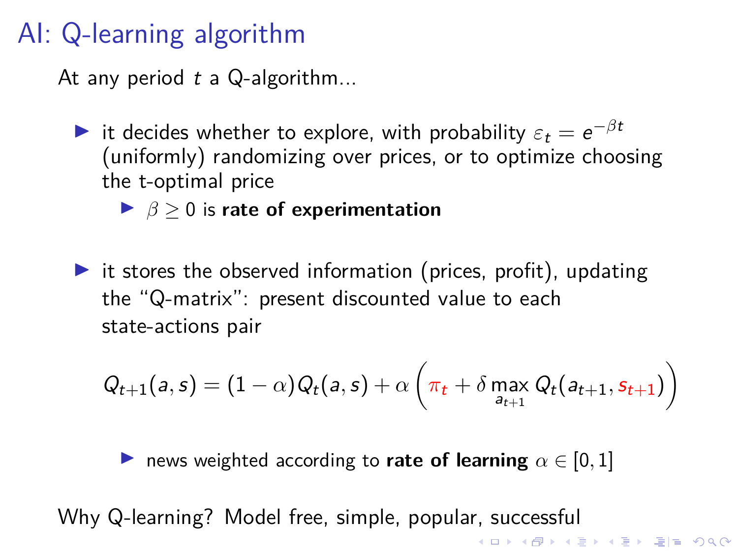# AI: Q-learning algorithm

At any period $t$ a Q-algorithm...

- it decides whether to explore, with probability $\varepsilon_t = e^{-\beta t}$ (uniformly) randomizing over prices, or to optimize choosing the t-optimal price
  - $\beta \geq 0$ is **rate of experimentation**

- it stores the observed information (prices, profit), updating the "Q-matrix": present discounted value to each state-actions pair

$$Q_{t+1}(a, s) = (1 - \alpha) Q_t(a, s) + \alpha \left( \pi_t + \delta \max_{a_{t+1}} Q_t(a_{t+1}, s_{t+1}) \right)$$

  - news weighted according to **rate of learning** $\alpha \in [0, 1]$

Why Q-learning? Model free, simple, popular, successful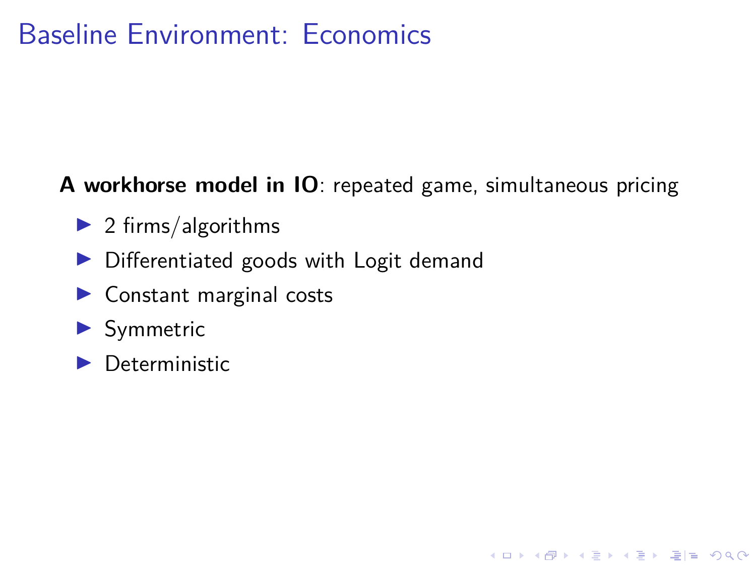# Baseline Environment: Economics

**A workhorse model in IO**: repeated game, simultaneous pricing

- 2 firms/algorithms
- Differentiated goods with Logit demand
- Constant marginal costs
- Symmetric
- Deterministic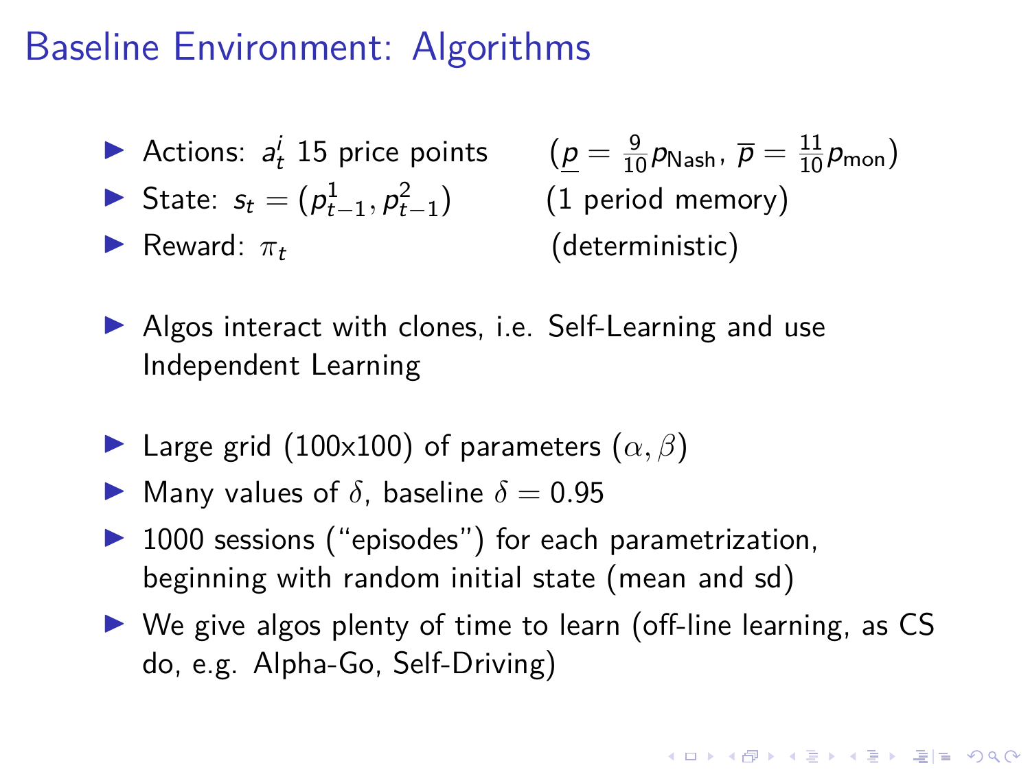# Baseline Environment: Algorithms

- Actions: $a_t^i$ 15 price points $\left(\underline{p} = \frac{9}{10} p_{\text{Nash}}, \ \overline{p} = \frac{11}{10} p_{\text{mon}}\right)$
- State: $s_t = (p_{t-1}^1, p_{t-1}^2)$ (1 period memory)
- Reward: $\pi_t$ (deterministic)

- Algos interact with clones, i.e. Self-Learning and use Independent Learning

- Large grid (100x100) of parameters $(\alpha, \beta)$
- Many values of $\delta$, baseline $\delta = 0.95$
- 1000 sessions ("episodes") for each parametrization, beginning with random initial state (mean and sd)
- We give algos plenty of time to learn (off-line learning, as CS do, e.g. Alpha-Go, Self-Driving)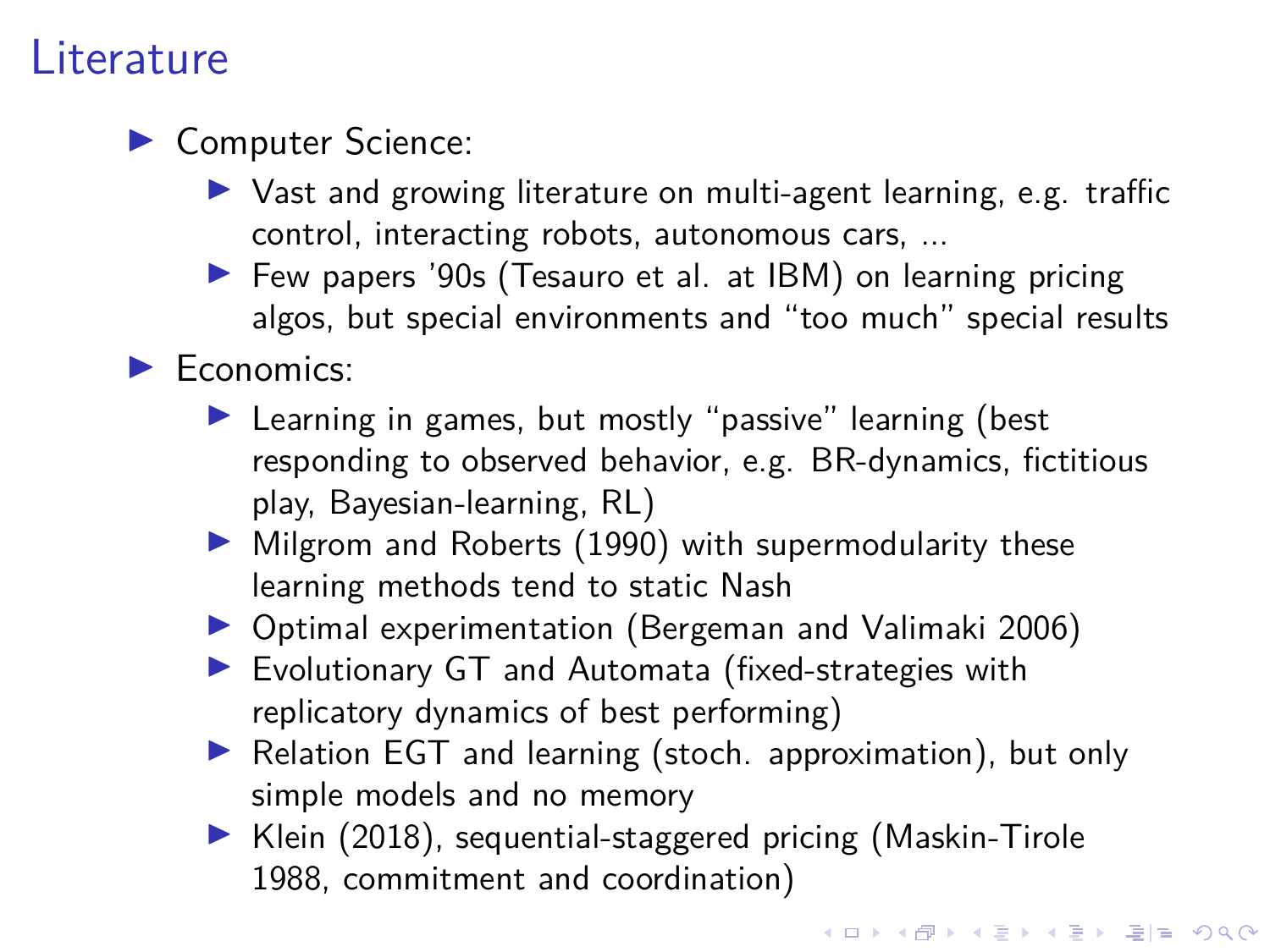# Literature

- Computer Science:
  - Vast and growing literature on multi-agent learning, e.g. traffic control, interacting robots, autonomous cars, ...
  - Few papers '90s (Tesauro et al. at IBM) on learning pricing algos, but special environments and "too much" special results
- Economics:
  - Learning in games, but mostly "passive" learning (best responding to observed behavior, e.g. BR-dynamics, fictitious play, Bayesian-learning, RL)
  - Milgrom and Roberts (1990) with supermodularity these learning methods tend to static Nash
  - Optimal experimentation (Bergeman and Valimaki 2006)
  - Evolutionary GT and Automata (fixed-strategies with replicatory dynamics of best performing)
  - Relation EGT and learning (stoch. approximation), but only simple models and no memory
  - Klein (2018), sequential-staggered pricing (Maskin-Tirole 1988, commitment and coordination)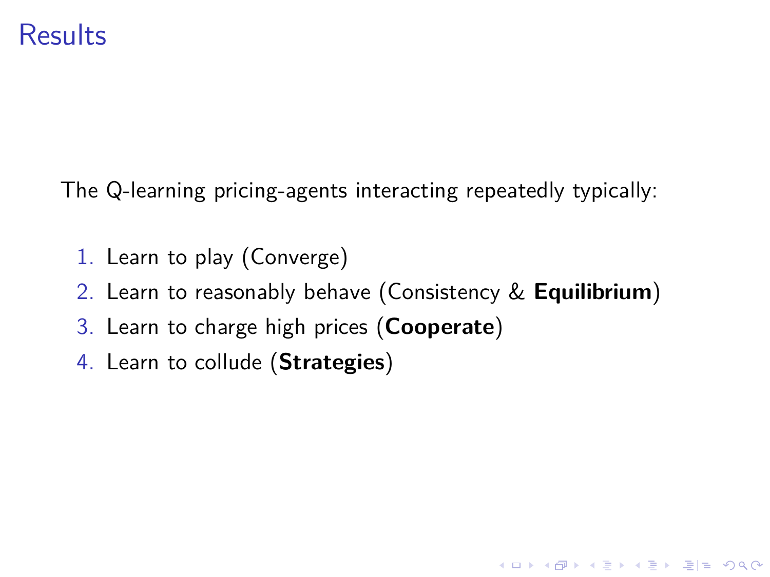# Results

The Q-learning pricing-agents interacting repeatedly typically:

1. Learn to play (Converge)
2. Learn to reasonably behave (Consistency & **Equilibrium**)
3. Learn to charge high prices (**Cooperate**)
4. Learn to collude (**Strategies**)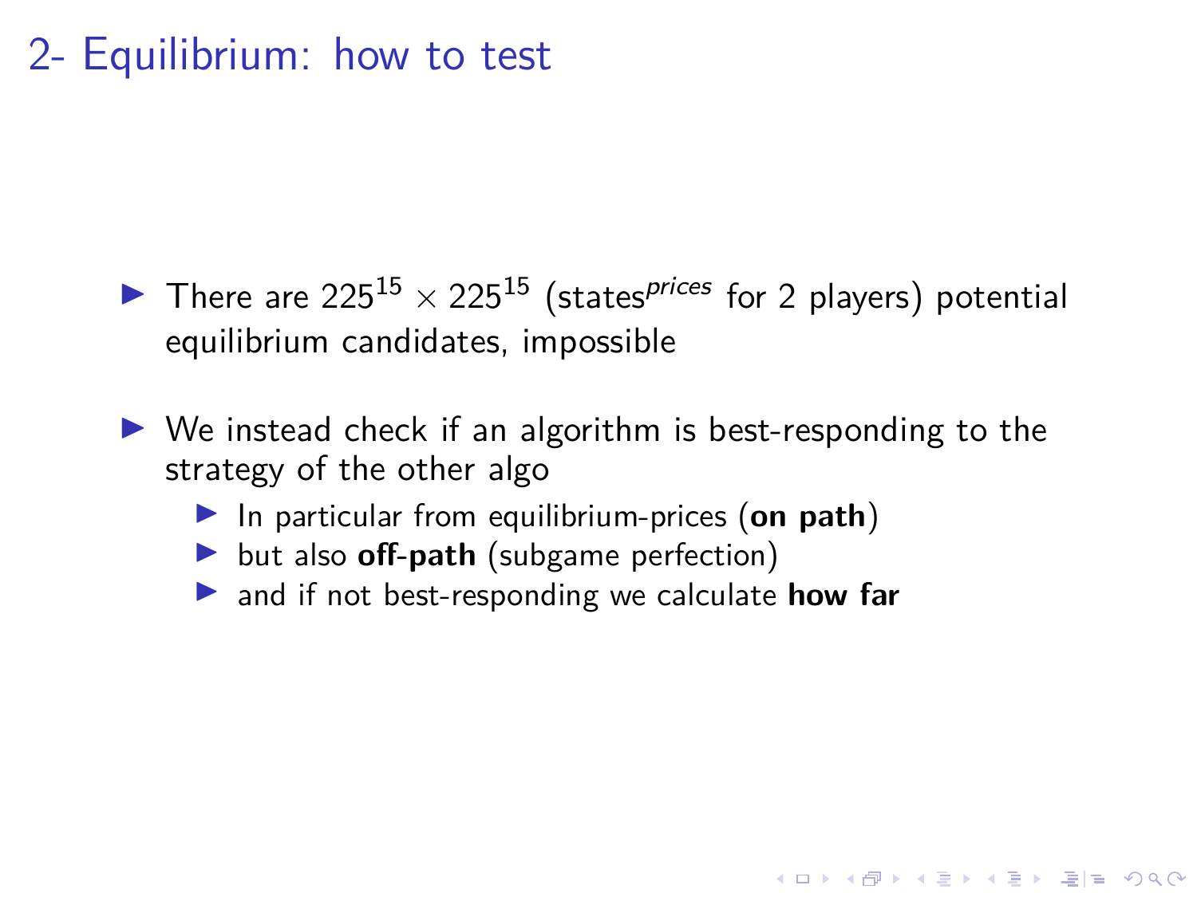# 2- Equilibrium: how to test

- There are $225^{15} \times 225^{15}$ (states$^{prices}$ for 2 players) potential equilibrium candidates, impossible
- We instead check if an algorithm is best-responding to the strategy of the other algo
  - In particular from equilibrium-prices (**on path**)
  - but also **off-path** (subgame perfection)
  - and if not best-responding we calculate **how far**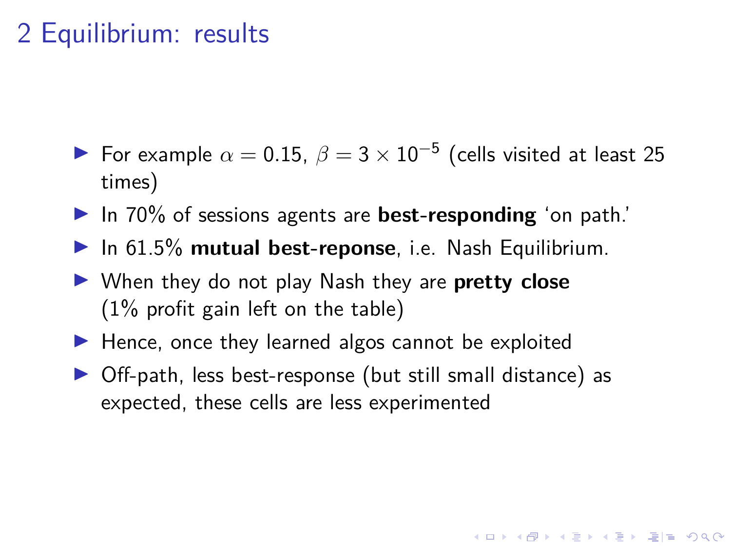# 2 Equilibrium: results

- For example $\alpha = 0.15$, $\beta = 3 \times 10^{-5}$ (cells visited at least 25 times)
- In 70% of sessions agents are **best-responding** 'on path.'
- In 61.5% **mutual best-reponse**, i.e. Nash Equilibrium.
- When they do not play Nash they are **pretty close** (1% profit gain left on the table)
- Hence, once they learned algos cannot be exploited
- Off-path, less best-response (but still small distance) as expected, these cells are less experimented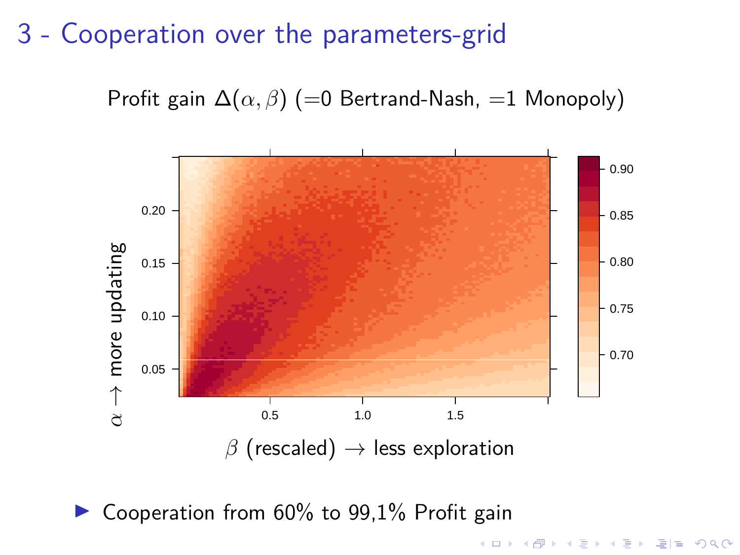# 3 - Cooperation over the parameters-grid

Profit gain $\Delta(\alpha, \beta)$ (=0 Bertrand-Nash, =1 Monopoly)

0.20
0.15
0.10
0.05

$\alpha \rightarrow$ more updating

0.5
1.0
1.5

$\beta$ (rescaled) $\rightarrow$ less exploration

0.90
0.85
0.80
0.75
0.70

- Cooperation from 60% to 99,1% Profit gain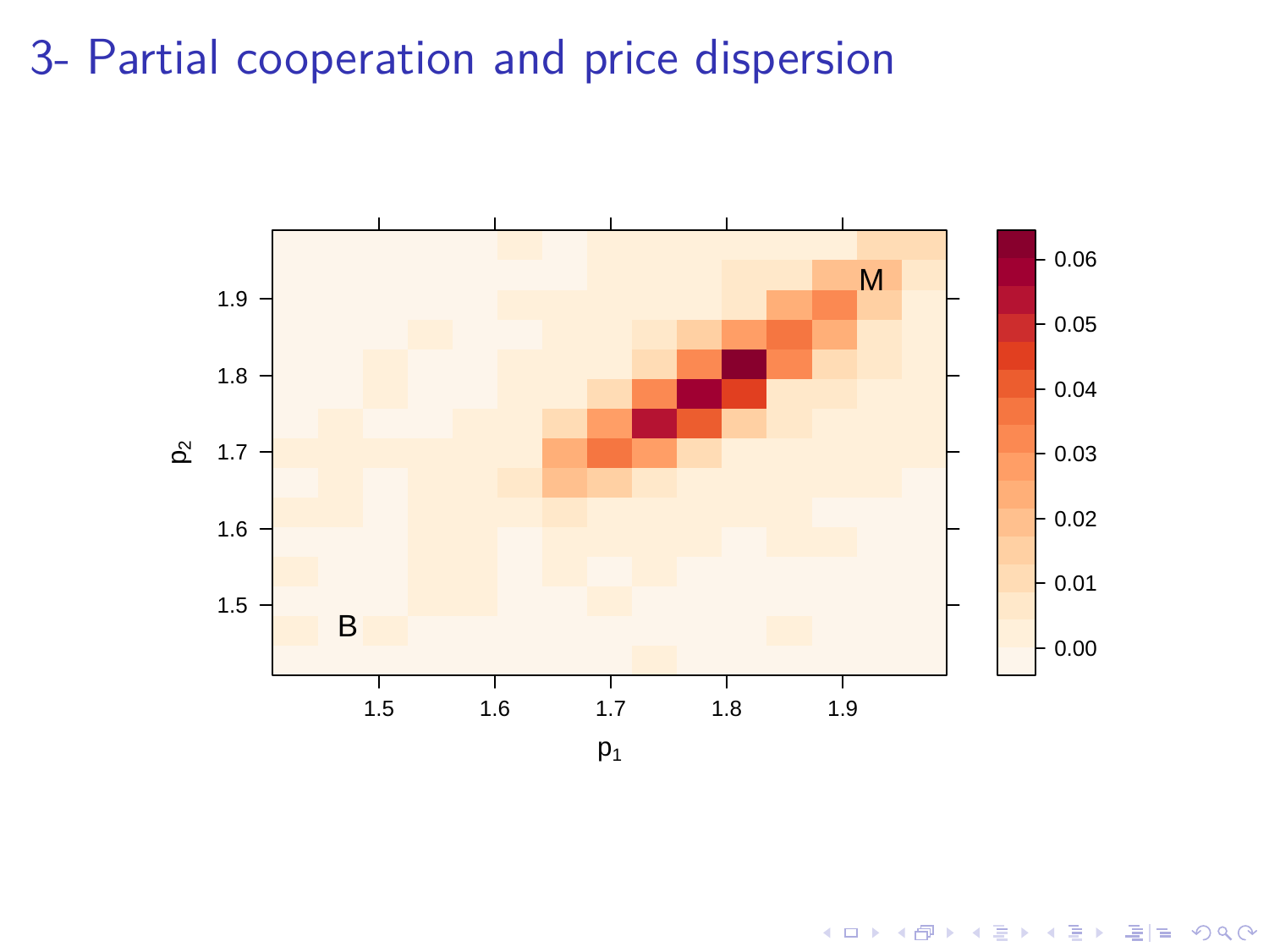# 3- Partial cooperation and price dispersion

M

B

$p_2$

1.9

1.8

1.7

1.6

1.5

1.5

1.6

1.7

1.8

1.9

$p_1$

0.06

0.05

0.04

0.03

0.02

0.01

0.00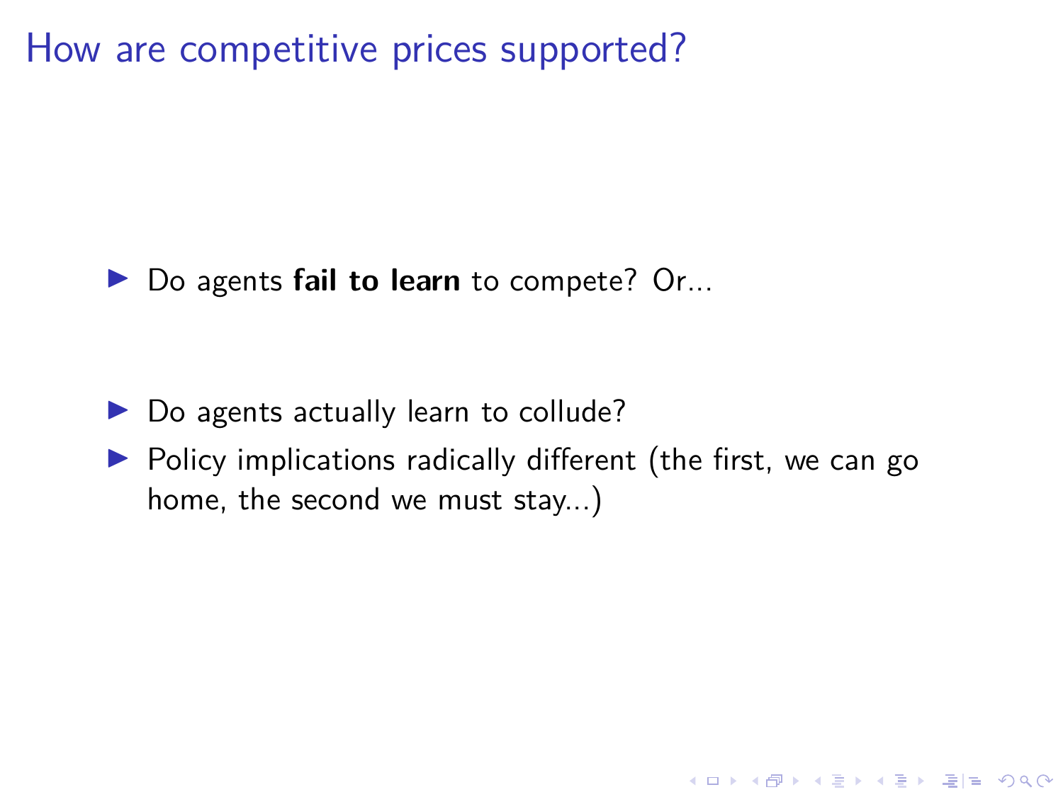# How are competitive prices supported?

- Do agents **fail to learn** to compete? Or...

- Do agents actually learn to collude?
- Policy implications radically different (the first, we can go home, the second we must stay...)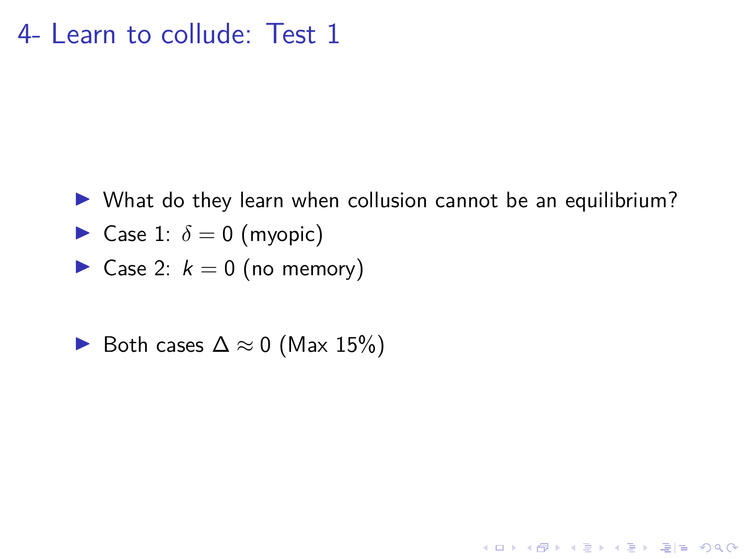# 4- Learn to collude: Test 1

- What do they learn when collusion cannot be an equilibrium?
- Case 1: $\delta = 0$ (myopic)
- Case 2: $k = 0$ (no memory)

- Both cases $\Delta \approx 0$ (Max 15%)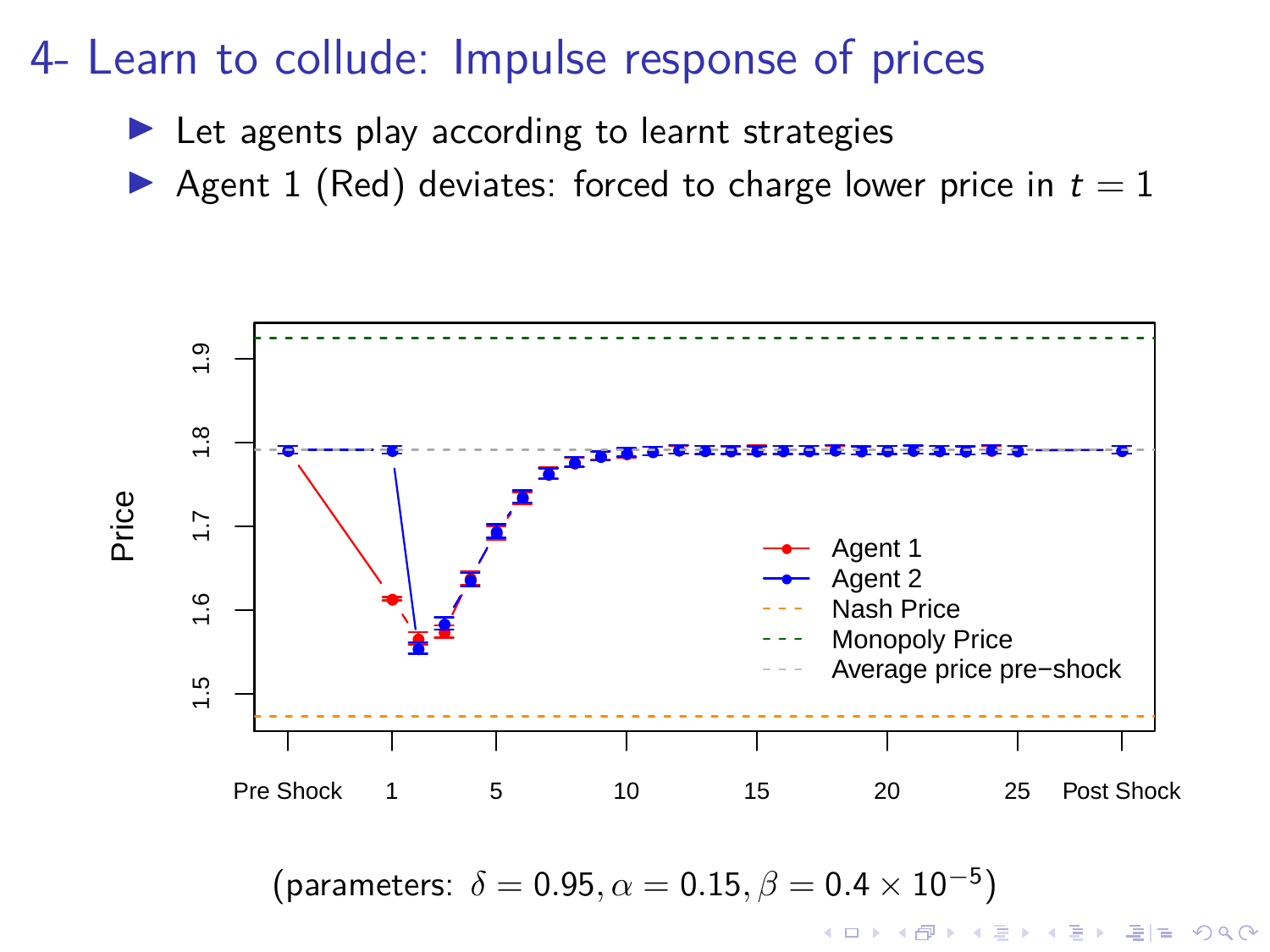# 4- Learn to collude: Impulse response of prices

- Let agents play according to learnt strategies
- Agent 1 (Red) deviates: forced to charge lower price in $t = 1$

Price

1.9

1.8

1.7

1.6

1.5

Pre Shock 1 5 10 15 20 25 Post Shock

Agent 1

Agent 2

Nash Price

Monopoly Price

Average price pre−shock

(parameters: $\delta = 0.95, \alpha = 0.15, \beta = 0.4 \times 10^{-5}$)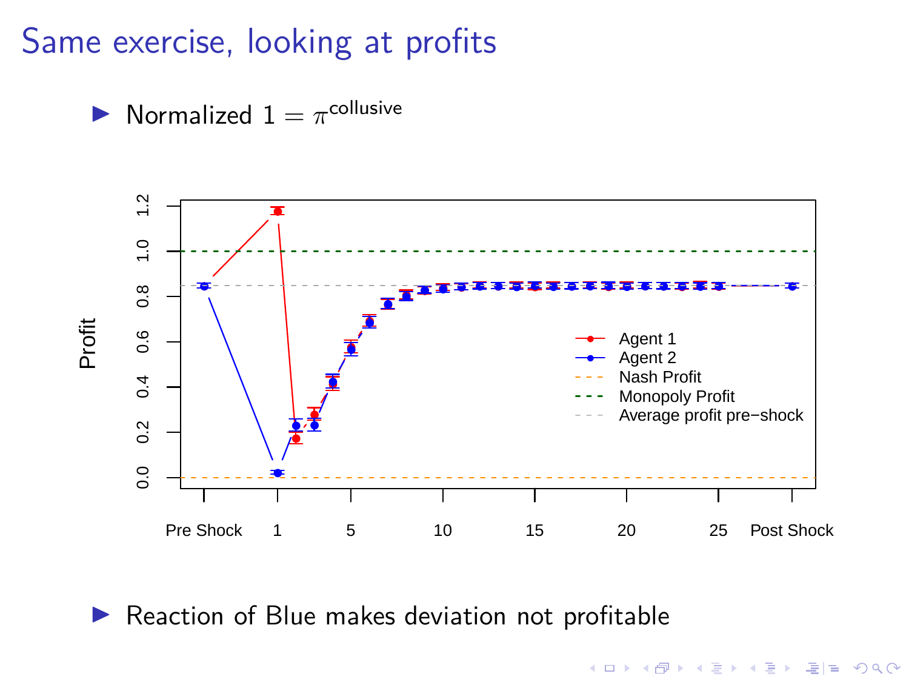# Same exercise, looking at profits

- Normalized $1 = \pi^{\text{collusive}}$

Profit

1.2

1.0

0.8

0.6

0.4

0.2

0.0

Pre Shock

1

5

10

15

20

25

Post Shock

Agent 1

Agent 2

Nash Profit

Monopoly Profit

Average profit pre−shock

- Reaction of Blue makes deviation not profitable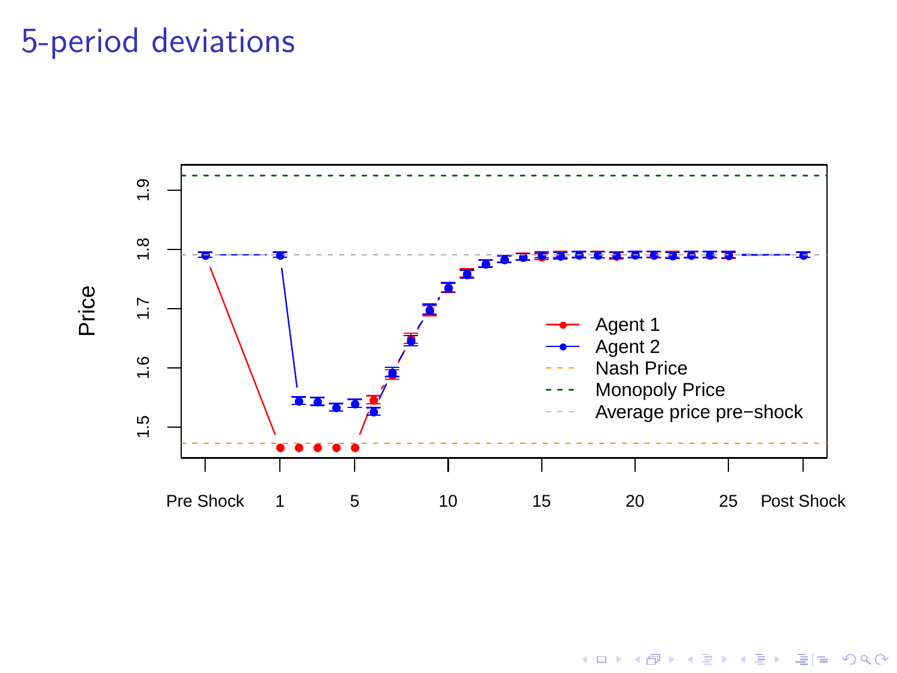# 5-period deviations

Price

1.9

1.8

1.7

1.6

1.5

Pre Shock

1

5

10

15

20

25

Post Shock

Agent 1

Agent 2

Nash Price

Monopoly Price

Average price pre−shock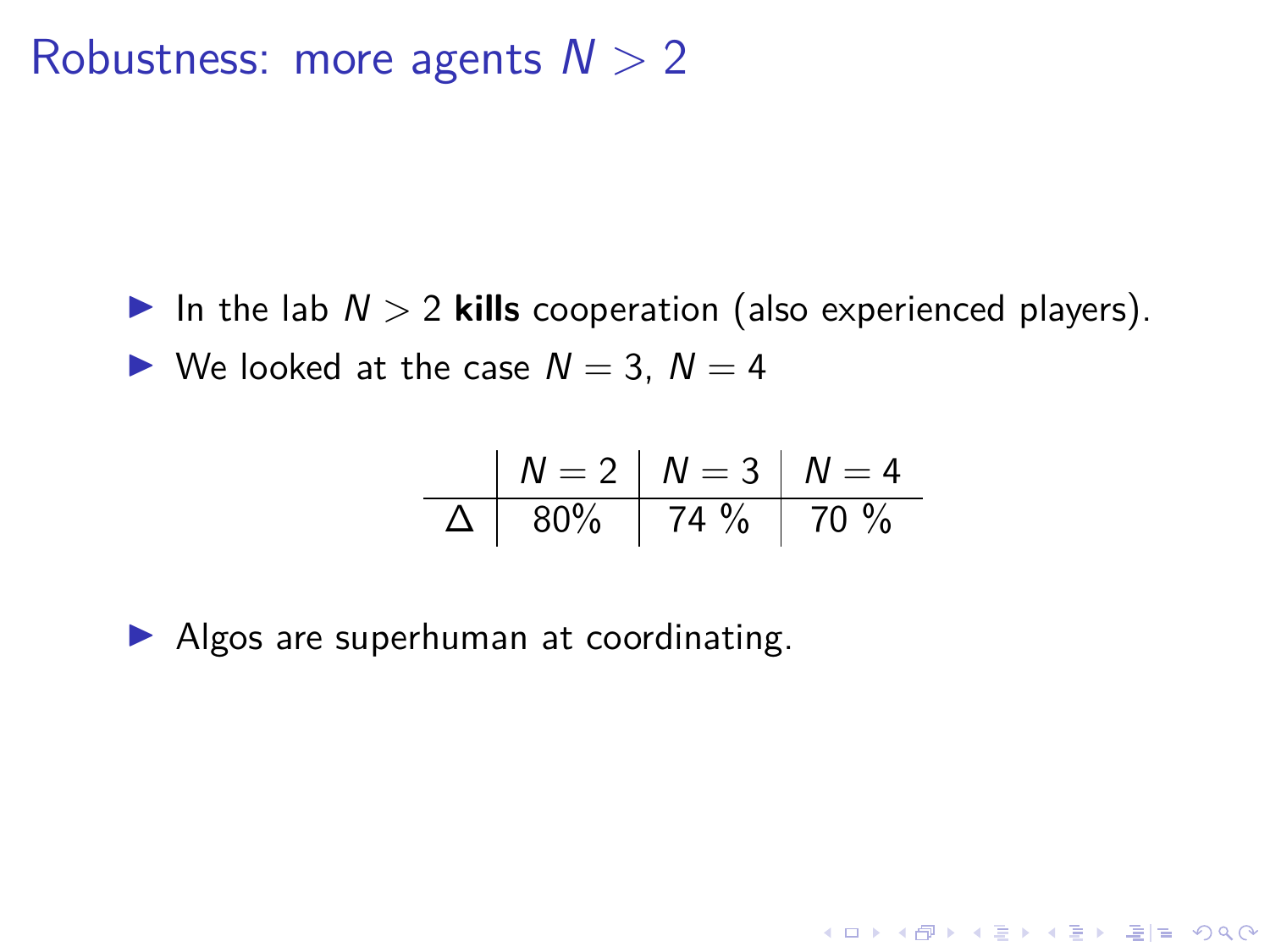# Robustness: more agents $N > 2$

- In the lab $N > 2$ **kills** cooperation (also experienced players).
- We looked at the case $N = 3$, $N = 4$

| | $N = 2$ | $N = 3$ | $N = 4$ |
|---|---|---|---|
| $\Delta$ | 80% | 74 % | 70 % |

- Algos are superhuman at coordinating.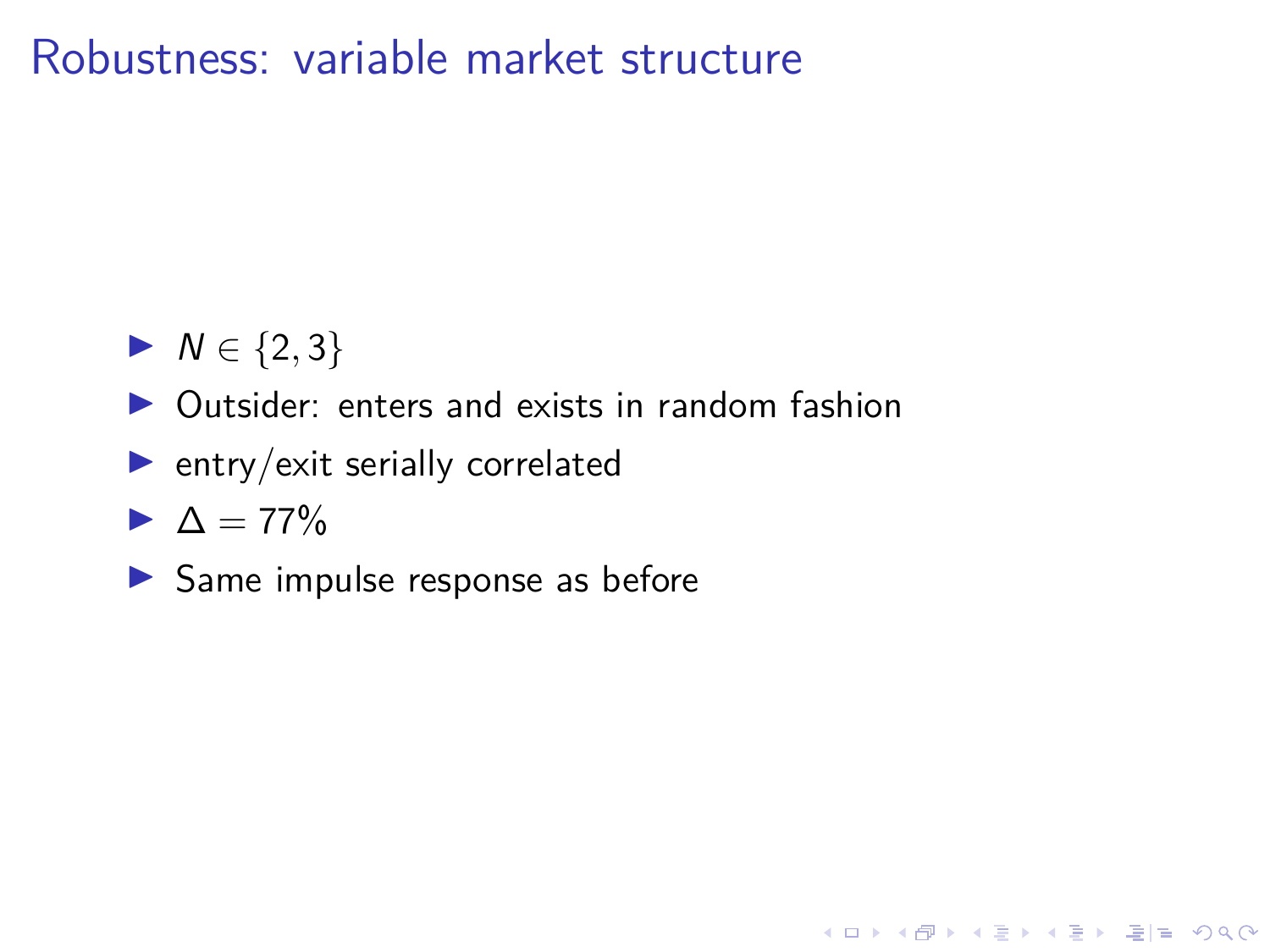# Robustness: variable market structure

- $N \in \{2, 3\}$
- Outsider: enters and exists in random fashion
- entry/exit serially correlated
- $\Delta = 77\%$
- Same impulse response as before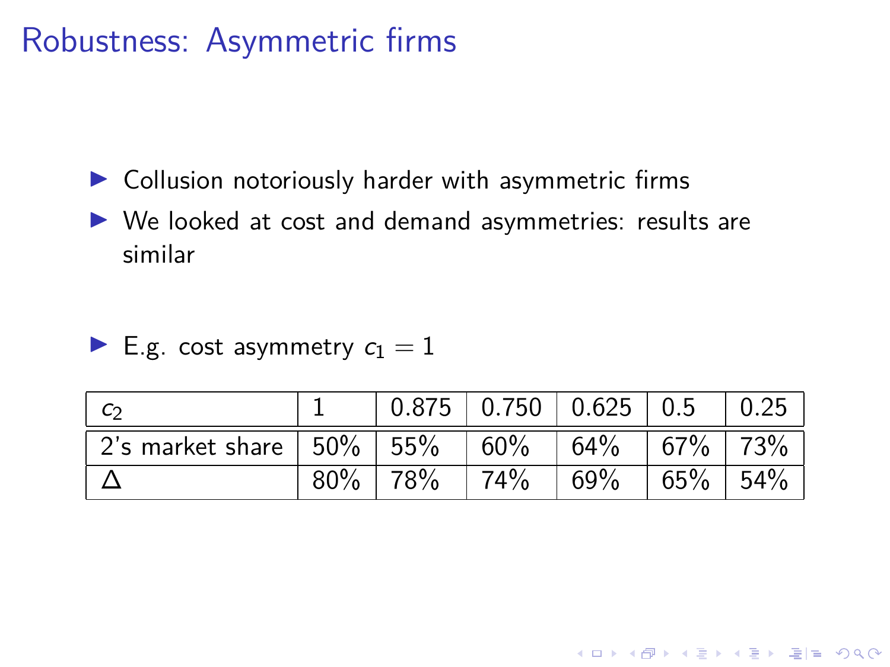# Robustness: Asymmetric firms

- Collusion notoriously harder with asymmetric firms
- We looked at cost and demand asymmetries: results are similar
- E.g. cost asymmetry $c_1 = 1$

| $c_2$ | 1 | 0.875 | 0.750 | 0.625 | 0.5 | 0.25 |
|---|---|---|---|---|---|---|
| 2's market share | 50% | 55% | 60% | 64% | 67% | 73% |
| $\Delta$ | 80% | 78% | 74% | 69% | 65% | 54% |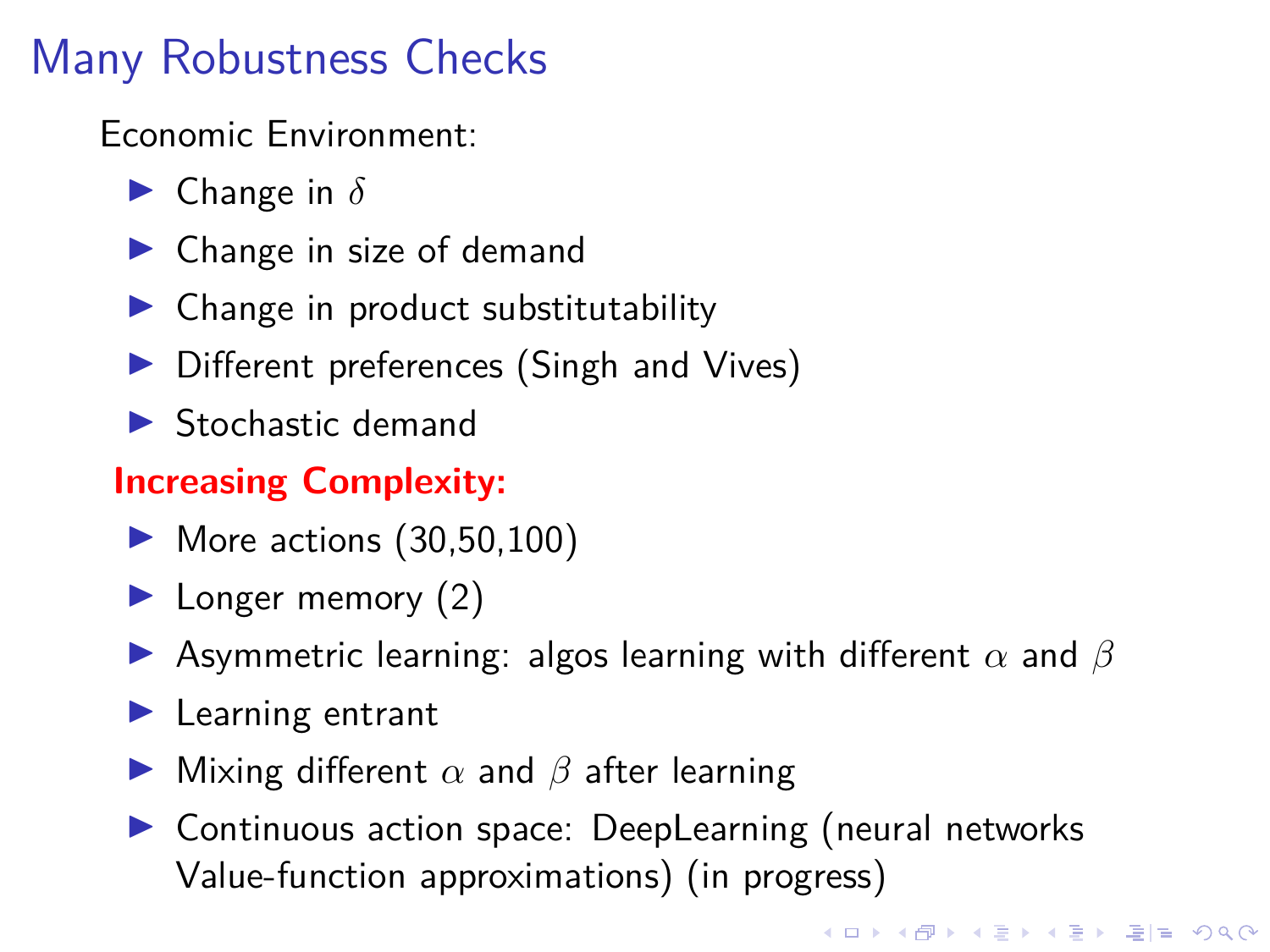# Many Robustness Checks

Economic Environment:

- Change in $\delta$
- Change in size of demand
- Change in product substitutability
- Different preferences (Singh and Vives)
- Stochastic demand

**Increasing Complexity:**

- More actions (30,50,100)
- Longer memory (2)
- Asymmetric learning: algos learning with different $\alpha$ and $\beta$
- Learning entrant
- Mixing different $\alpha$ and $\beta$ after learning
- Continuous action space: DeepLearning (neural networks Value-function approximations) (in progress)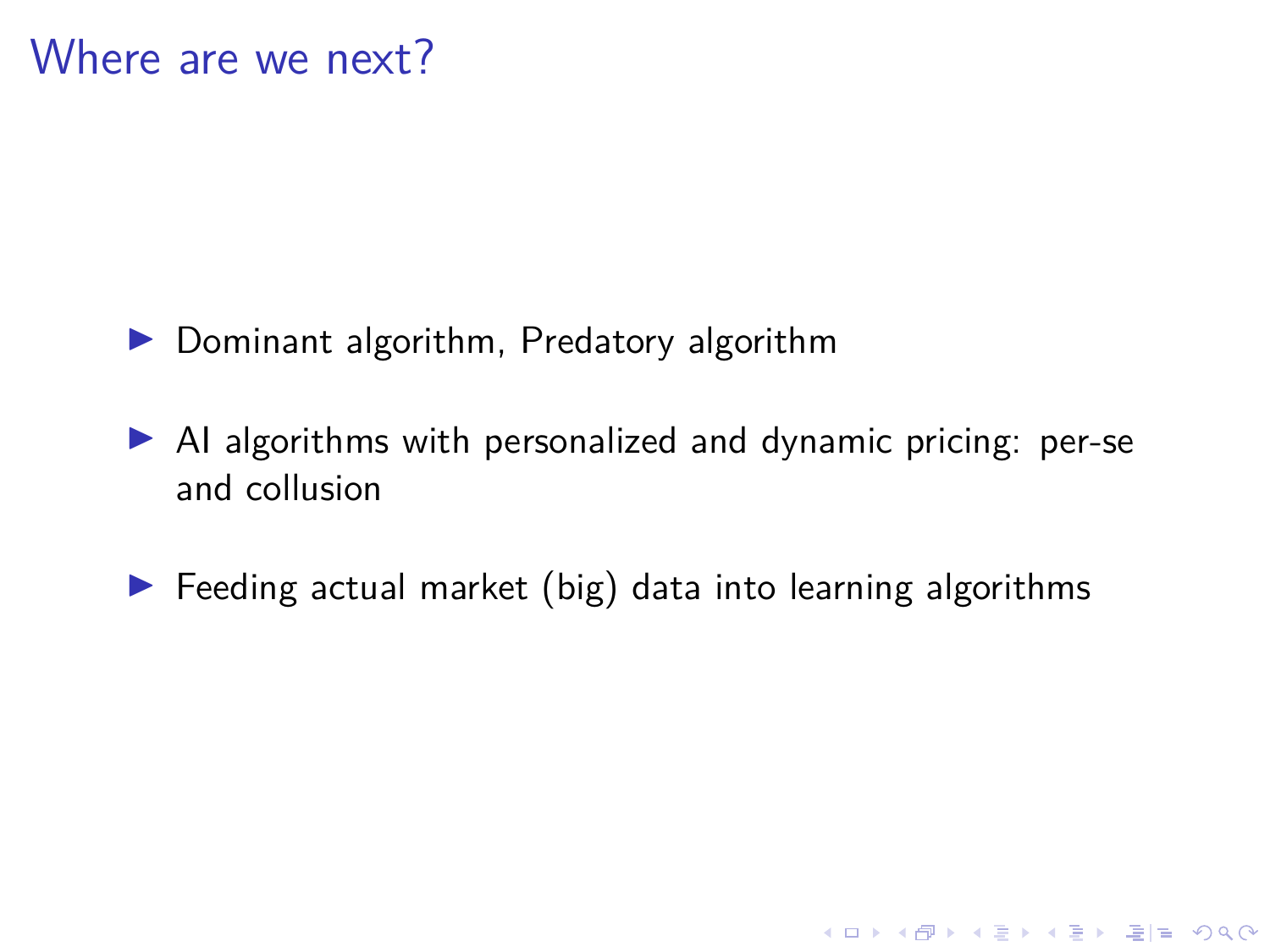# Where are we next?

- Dominant algorithm, Predatory algorithm
- AI algorithms with personalized and dynamic pricing: per-se and collusion
- Feeding actual market (big) data into learning algorithms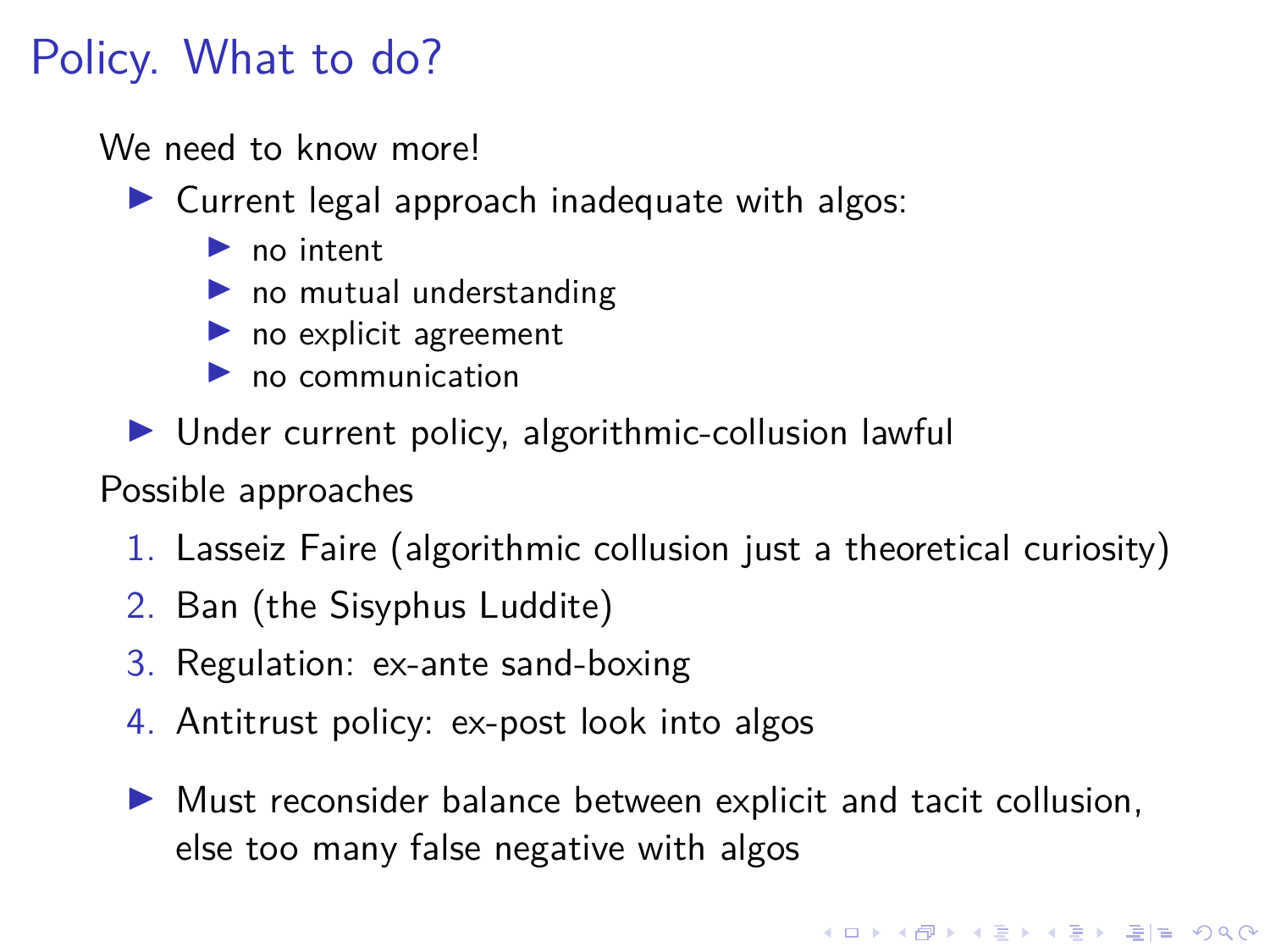# Policy. What to do?

We need to know more!

- Current legal approach inadequate with algos:
  - no intent
  - no mutual understanding
  - no explicit agreement
  - no communication
- Under current policy, algorithmic-collusion lawful

Possible approaches

1. Lasseiz Faire (algorithmic collusion just a theoretical curiosity)
2. Ban (the Sisyphus Luddite)
3. Regulation: ex-ante sand-boxing
4. Antitrust policy: ex-post look into algos

- Must reconsider balance between explicit and tacit collusion, else too many false negative with algos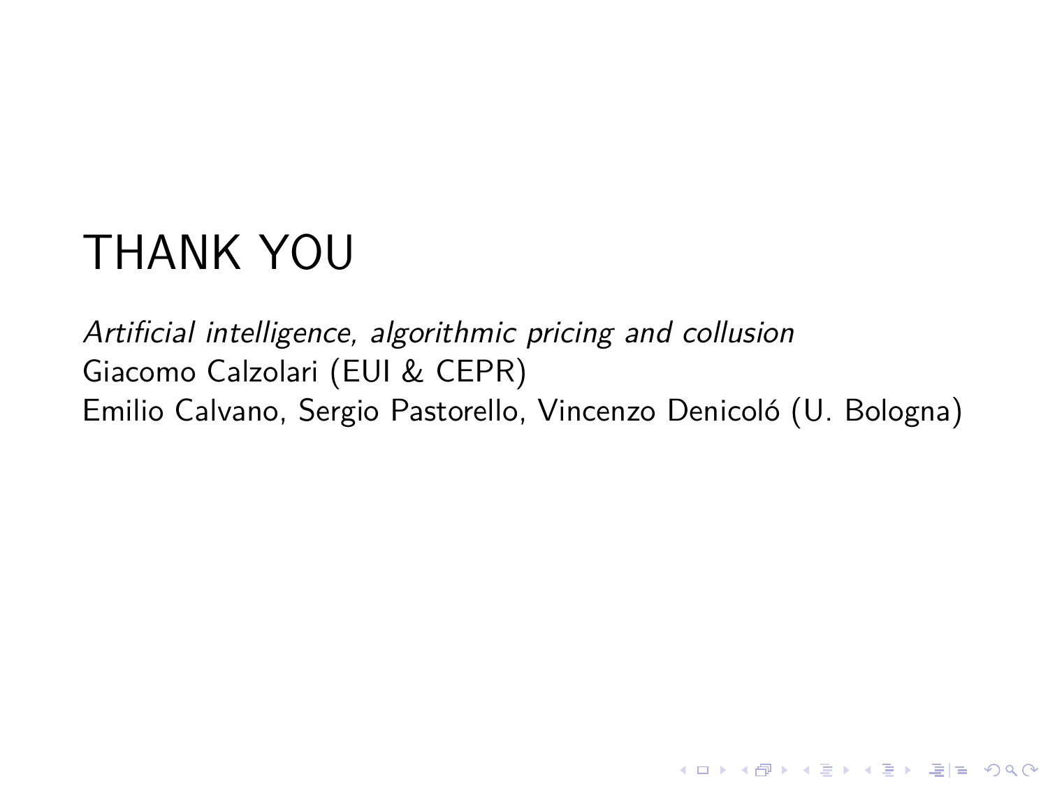# THANK YOU

*Artificial intelligence, algorithmic pricing and collusion*
Giacomo Calzolari (EUI & CEPR)
Emilio Calvano, Sergio Pastorello, Vincenzo Denicoló (U. Bologna)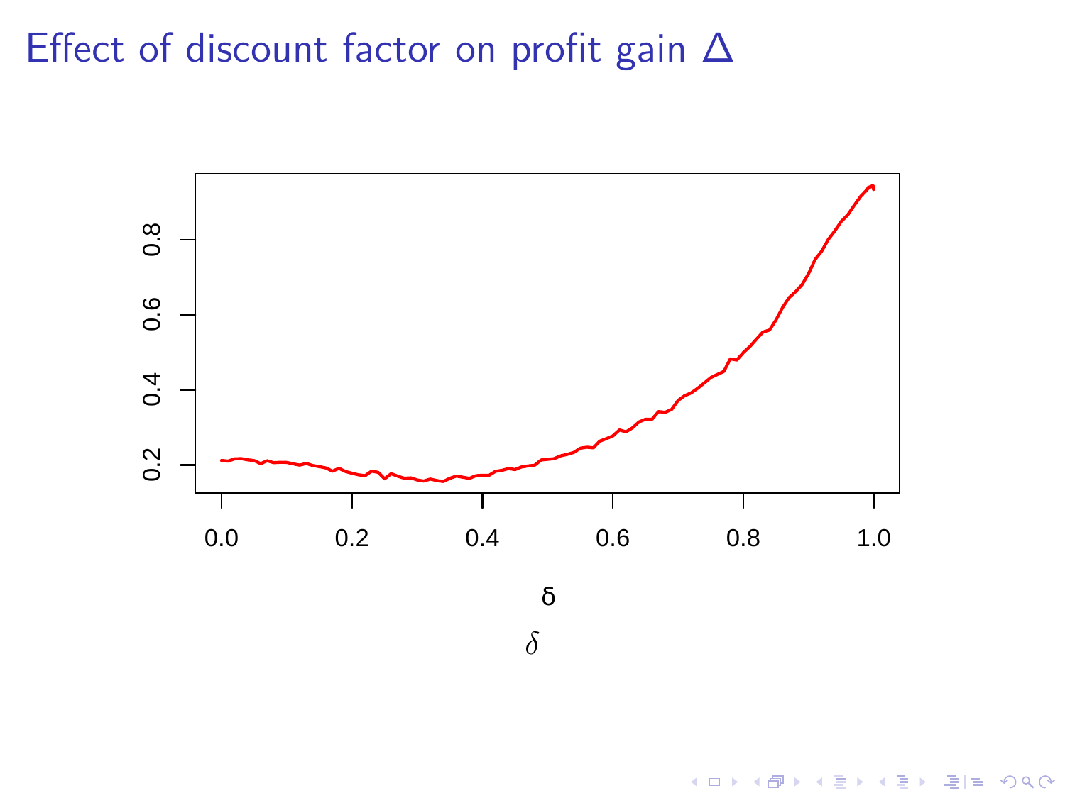# Effect of discount factor on profit gain $\Delta$

0.2
0.4
0.6
0.8

0.0
0.2
0.4
0.6
0.8
1.0

δ

$\delta$